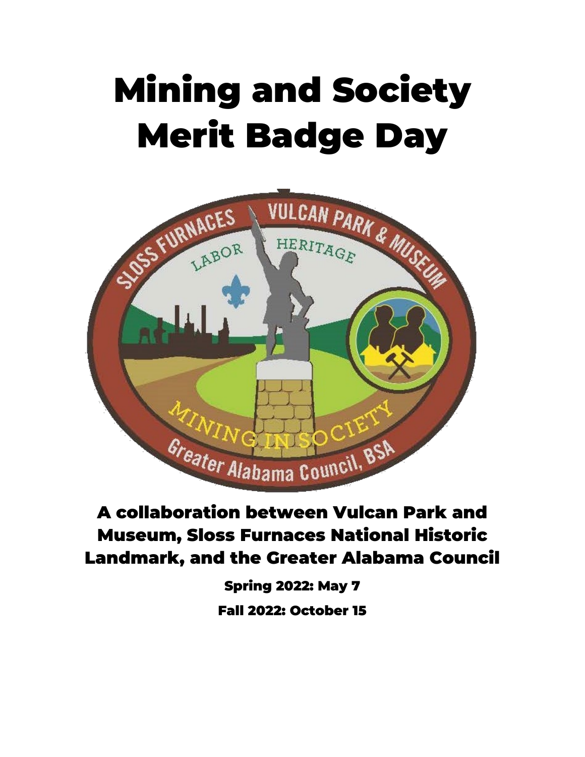# Mining and Society Merit Badge Day

**A collaboration between Vulcan Park and Museum, Sloss Furnaces National Historic Landmark, and the Greater Alabama Council**

**Spring 2022: May 7**

**Fall 2022: October 15**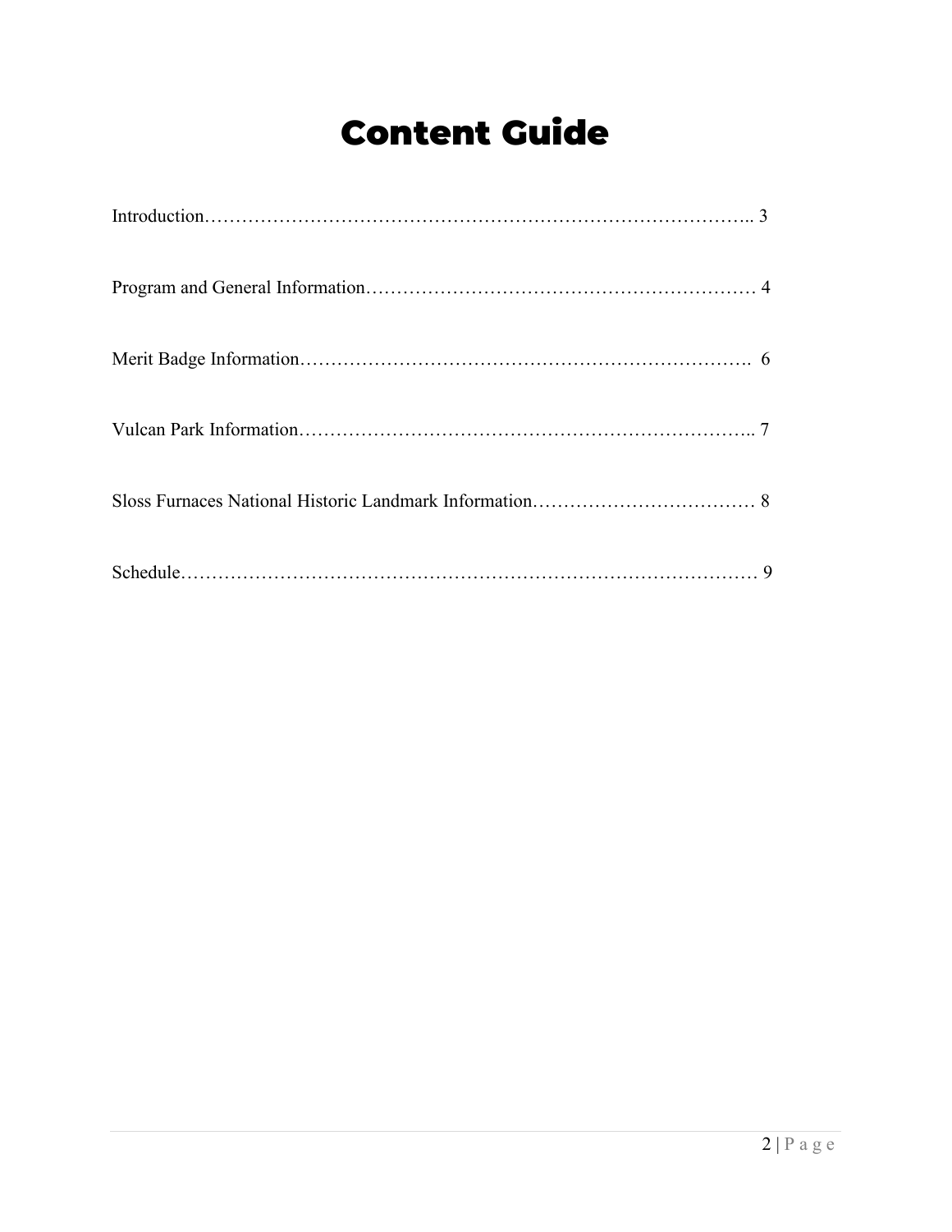# Content Guide

Introduction………………………………………………………………………….. 3

Program and General Information……………………………………………………… 4

Merit Badge Information……………………………………………………………. 6

Vulcan Park Information…………………………………………………………….. 7

Sloss Furnaces National Historic Landmark Information……………………………… 8

Schedule……………………………………………………………………………… 9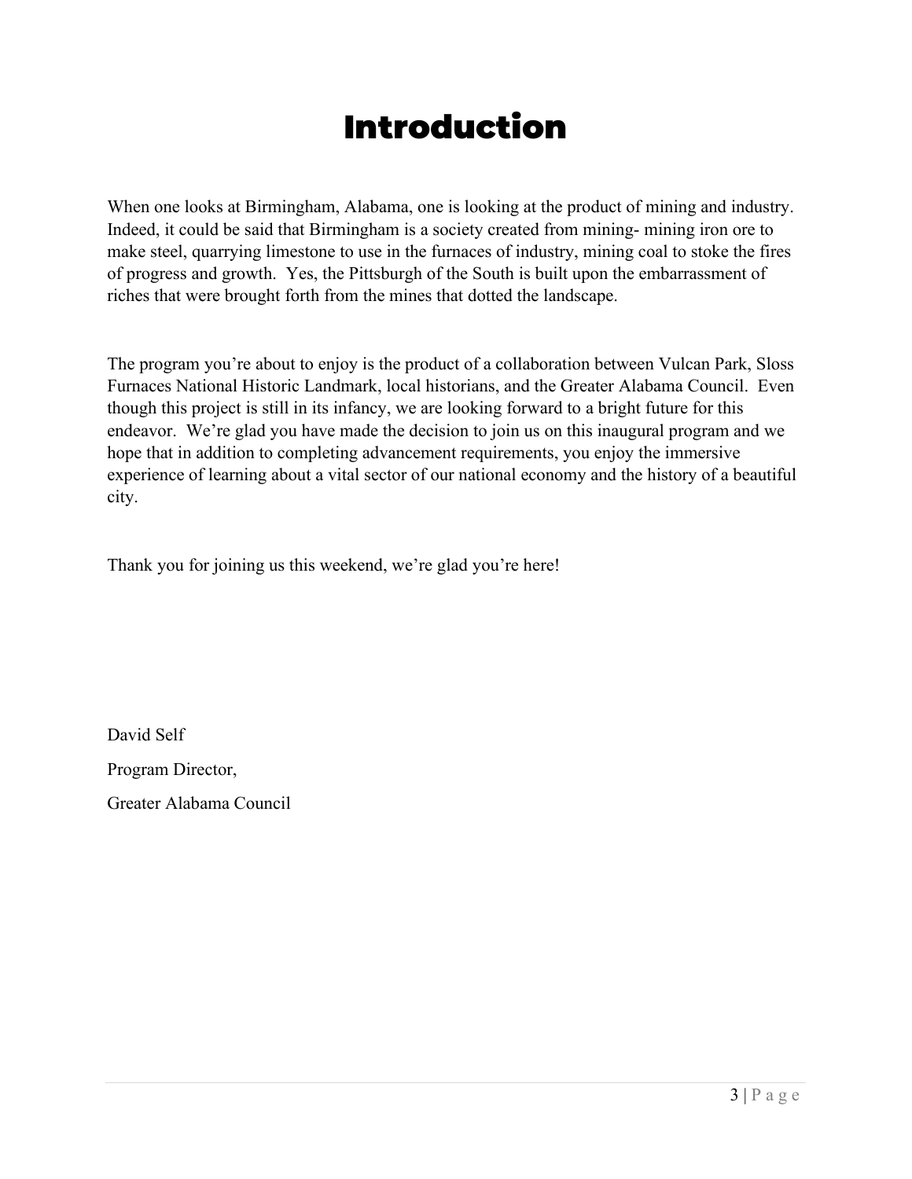# Introduction

When one looks at Birmingham, Alabama, one is looking at the product of mining and industry. Indeed, it could be said that Birmingham is a society created from mining- mining iron ore to make steel, quarrying limestone to use in the furnaces of industry, mining coal to stoke the fires of progress and growth. Yes, the Pittsburgh of the South is built upon the embarrassment of riches that were brought forth from the mines that dotted the landscape.

The program you're about to enjoy is the product of a collaboration between Vulcan Park, Sloss Furnaces National Historic Landmark, local historians, and the Greater Alabama Council. Even though this project is still in its infancy, we are looking forward to a bright future for this endeavor. We're glad you have made the decision to join us on this inaugural program and we hope that in addition to completing advancement requirements, you enjoy the immersive experience of learning about a vital sector of our national economy and the history of a beautiful city.

Thank you for joining us this weekend, we're glad you're here!

David Self

Program Director,

Greater Alabama Council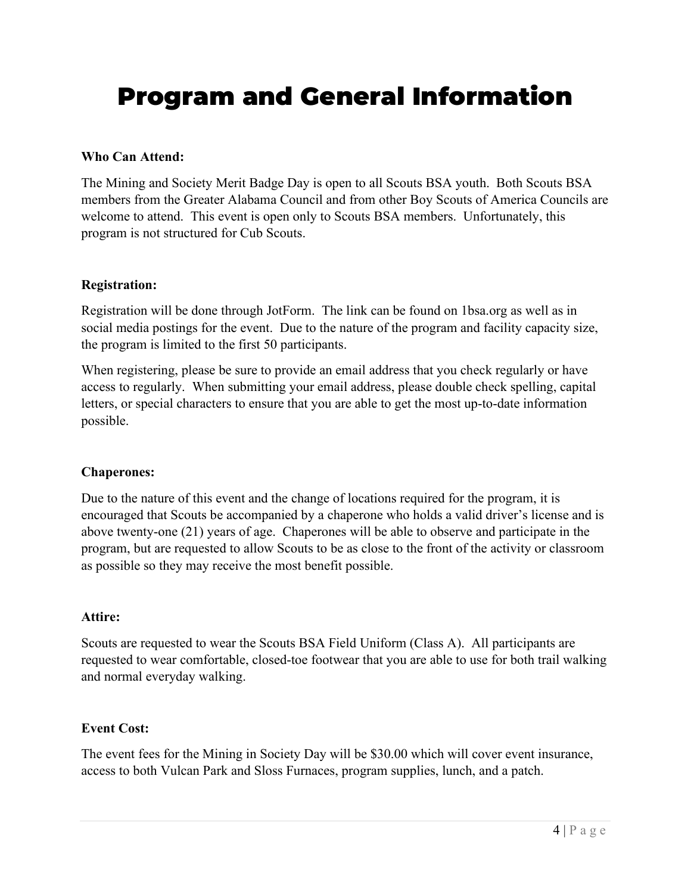# Program and General Information

**Who Can Attend:**

The Mining and Society Merit Badge Day is open to all Scouts BSA youth. Both Scouts BSA members from the Greater Alabama Council and from other Boy Scouts of America Councils are welcome to attend. This event is open only to Scouts BSA members. Unfortunately, this program is not structured for Cub Scouts.

**Registration:**

Registration will be done through JotForm. The link can be found on 1bsa.org as well as in social media postings for the event. Due to the nature of the program and facility capacity size, the program is limited to the first 50 participants.

When registering, please be sure to provide an email address that you check regularly or have access to regularly. When submitting your email address, please double check spelling, capital letters, or special characters to ensure that you are able to get the most up-to-date information possible.

**Chaperones:**

Due to the nature of this event and the change of locations required for the program, it is encouraged that Scouts be accompanied by a chaperone who holds a valid driver's license and is above twenty-one (21) years of age. Chaperones will be able to observe and participate in the program, but are requested to allow Scouts to be as close to the front of the activity or classroom as possible so they may receive the most benefit possible.

**Attire:**

Scouts are requested to wear the Scouts BSA Field Uniform (Class A). All participants are requested to wear comfortable, closed-toe footwear that you are able to use for both trail walking and normal everyday walking.

**Event Cost:**

The event fees for the Mining in Society Day will be $30.00 which will cover event insurance, access to both Vulcan Park and Sloss Furnaces, program supplies, lunch, and a patch.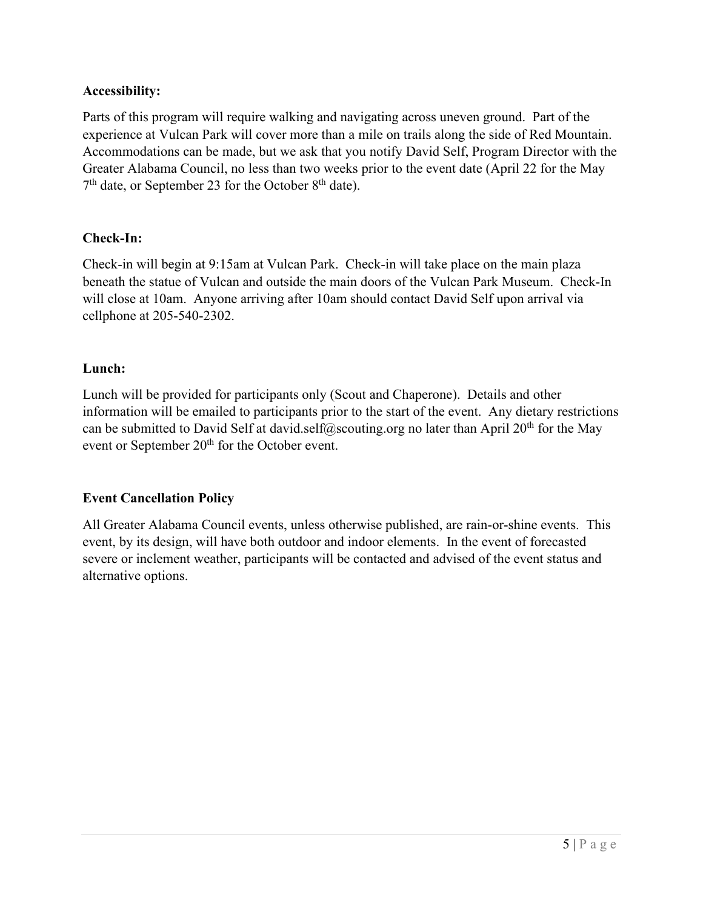**Accessibility:**

Parts of this program will require walking and navigating across uneven ground. Part of the experience at Vulcan Park will cover more than a mile on trails along the side of Red Mountain. Accommodations can be made, but we ask that you notify David Self, Program Director with the Greater Alabama Council, no less than two weeks prior to the event date (April 22 for the May 7th date, or September 23 for the October 8th date).

**Check-In:**

Check-in will begin at 9:15am at Vulcan Park. Check-in will take place on the main plaza beneath the statue of Vulcan and outside the main doors of the Vulcan Park Museum. Check-In will close at 10am. Anyone arriving after 10am should contact David Self upon arrival via cellphone at 205-540-2302.

**Lunch:**

Lunch will be provided for participants only (Scout and Chaperone). Details and other information will be emailed to participants prior to the start of the event. Any dietary restrictions can be submitted to David Self at david.self@scouting.org no later than April 20th for the May event or September 20th for the October event.

**Event Cancellation Policy**

All Greater Alabama Council events, unless otherwise published, are rain-or-shine events. This event, by its design, will have both outdoor and indoor elements. In the event of forecasted severe or inclement weather, participants will be contacted and advised of the event status and alternative options.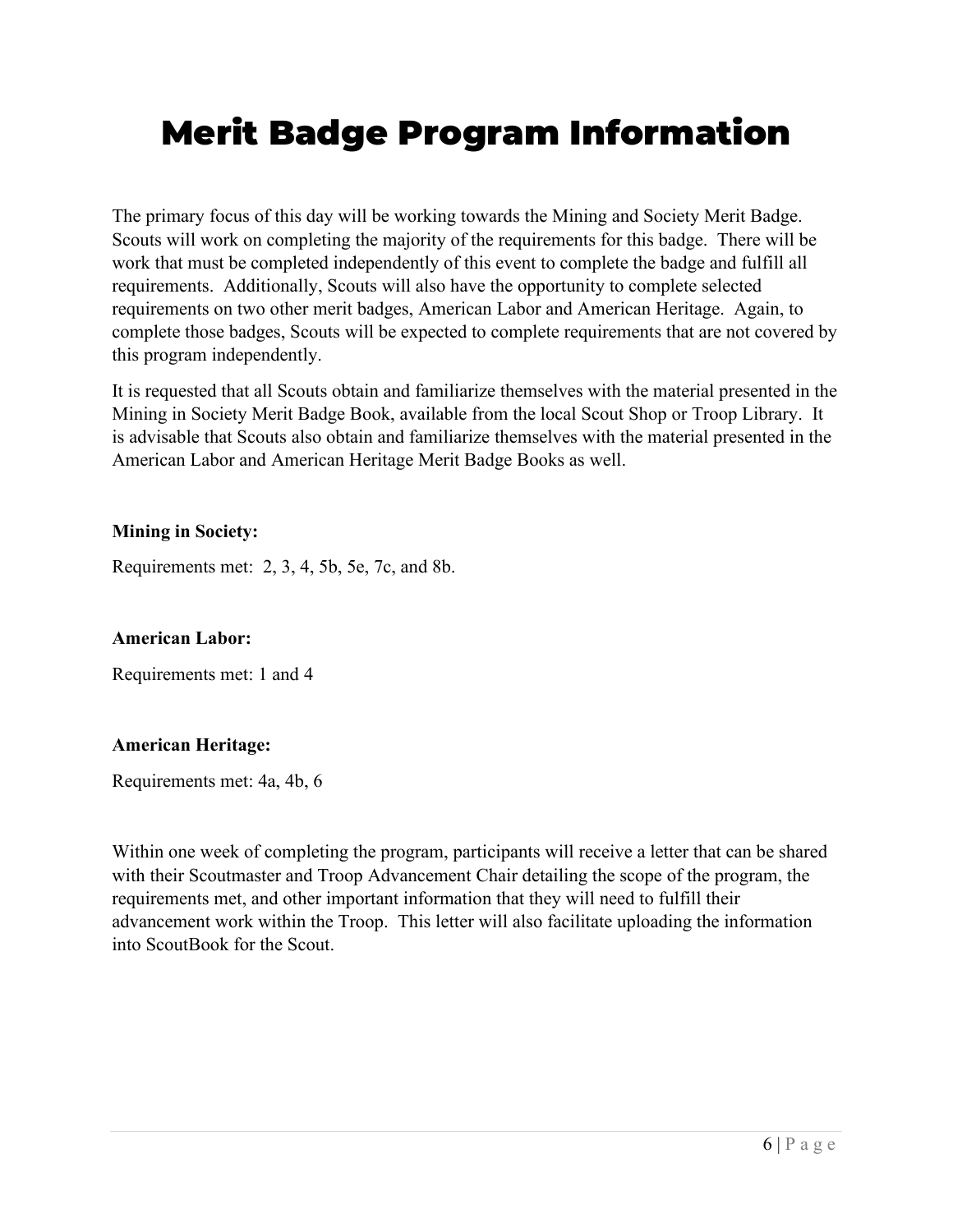# Merit Badge Program Information

The primary focus of this day will be working towards the Mining and Society Merit Badge. Scouts will work on completing the majority of the requirements for this badge. There will be work that must be completed independently of this event to complete the badge and fulfill all requirements. Additionally, Scouts will also have the opportunity to complete selected requirements on two other merit badges, American Labor and American Heritage. Again, to complete those badges, Scouts will be expected to complete requirements that are not covered by this program independently.

It is requested that all Scouts obtain and familiarize themselves with the material presented in the Mining in Society Merit Badge Book, available from the local Scout Shop or Troop Library. It is advisable that Scouts also obtain and familiarize themselves with the material presented in the American Labor and American Heritage Merit Badge Books as well.

**Mining in Society:**

Requirements met: 2, 3, 4, 5b, 5e, 7c, and 8b.

**American Labor:**

Requirements met: 1 and 4

**American Heritage:**

Requirements met: 4a, 4b, 6

Within one week of completing the program, participants will receive a letter that can be shared with their Scoutmaster and Troop Advancement Chair detailing the scope of the program, the requirements met, and other important information that they will need to fulfill their advancement work within the Troop. This letter will also facilitate uploading the information into ScoutBook for the Scout.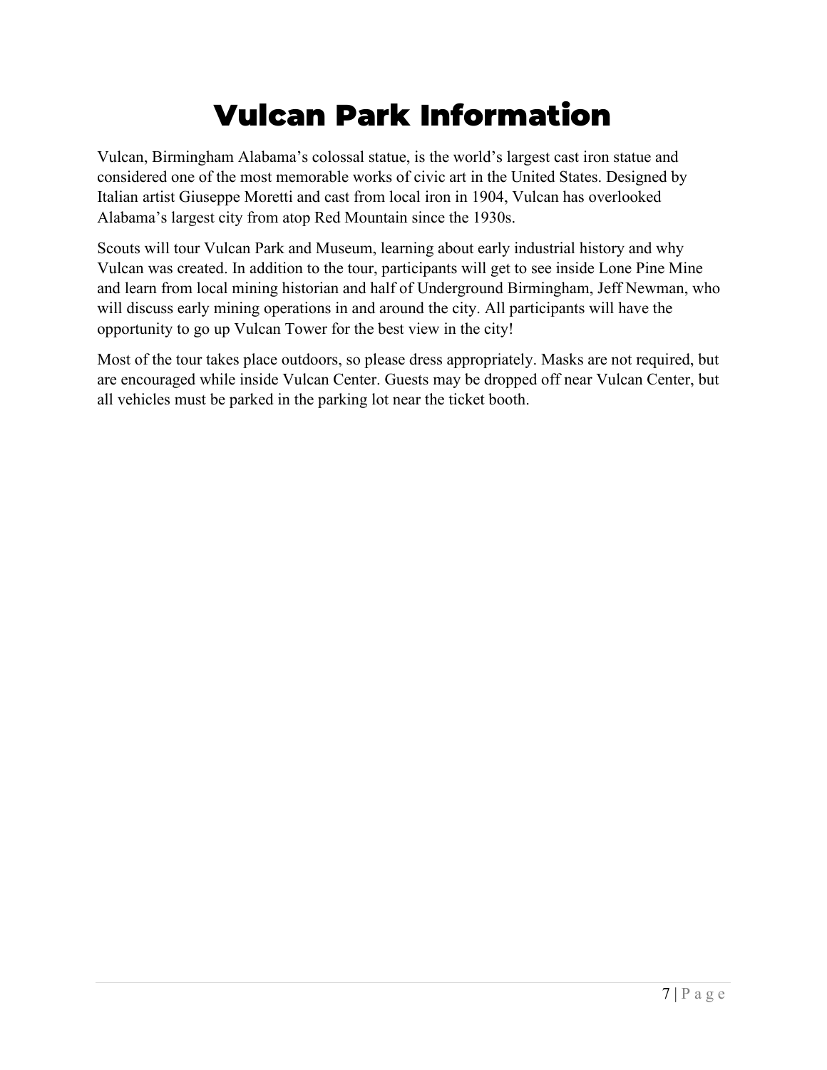# Vulcan Park Information

Vulcan, Birmingham Alabama's colossal statue, is the world's largest cast iron statue and considered one of the most memorable works of civic art in the United States. Designed by Italian artist Giuseppe Moretti and cast from local iron in 1904, Vulcan has overlooked Alabama's largest city from atop Red Mountain since the 1930s.

Scouts will tour Vulcan Park and Museum, learning about early industrial history and why Vulcan was created. In addition to the tour, participants will get to see inside Lone Pine Mine and learn from local mining historian and half of Underground Birmingham, Jeff Newman, who will discuss early mining operations in and around the city. All participants will have the opportunity to go up Vulcan Tower for the best view in the city!

Most of the tour takes place outdoors, so please dress appropriately. Masks are not required, but are encouraged while inside Vulcan Center. Guests may be dropped off near Vulcan Center, but all vehicles must be parked in the parking lot near the ticket booth.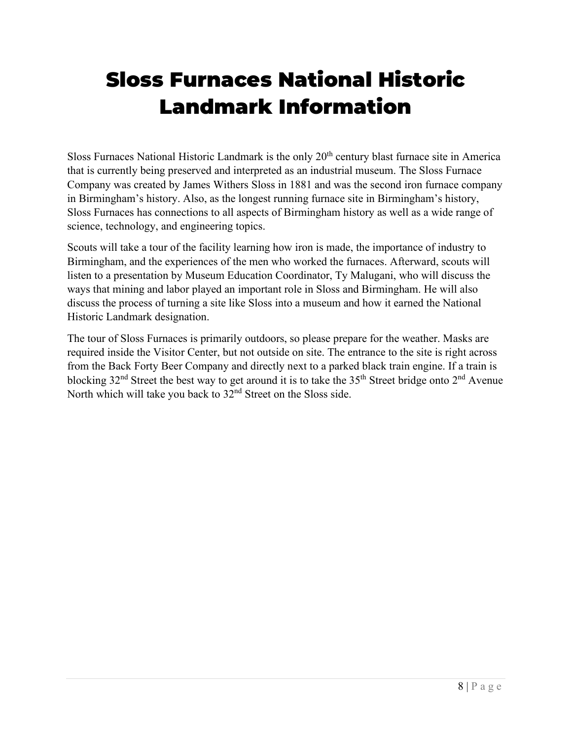# Sloss Furnaces National Historic Landmark Information

Sloss Furnaces National Historic Landmark is the only 20th century blast furnace site in America that is currently being preserved and interpreted as an industrial museum. The Sloss Furnace Company was created by James Withers Sloss in 1881 and was the second iron furnace company in Birmingham's history. Also, as the longest running furnace site in Birmingham's history, Sloss Furnaces has connections to all aspects of Birmingham history as well as a wide range of science, technology, and engineering topics.

Scouts will take a tour of the facility learning how iron is made, the importance of industry to Birmingham, and the experiences of the men who worked the furnaces. Afterward, scouts will listen to a presentation by Museum Education Coordinator, Ty Malugani, who will discuss the ways that mining and labor played an important role in Sloss and Birmingham. He will also discuss the process of turning a site like Sloss into a museum and how it earned the National Historic Landmark designation.

The tour of Sloss Furnaces is primarily outdoors, so please prepare for the weather. Masks are required inside the Visitor Center, but not outside on site. The entrance to the site is right across from the Back Forty Beer Company and directly next to a parked black train engine. If a train is blocking 32nd Street the best way to get around it is to take the 35th Street bridge onto 2nd Avenue North which will take you back to 32nd Street on the Sloss side.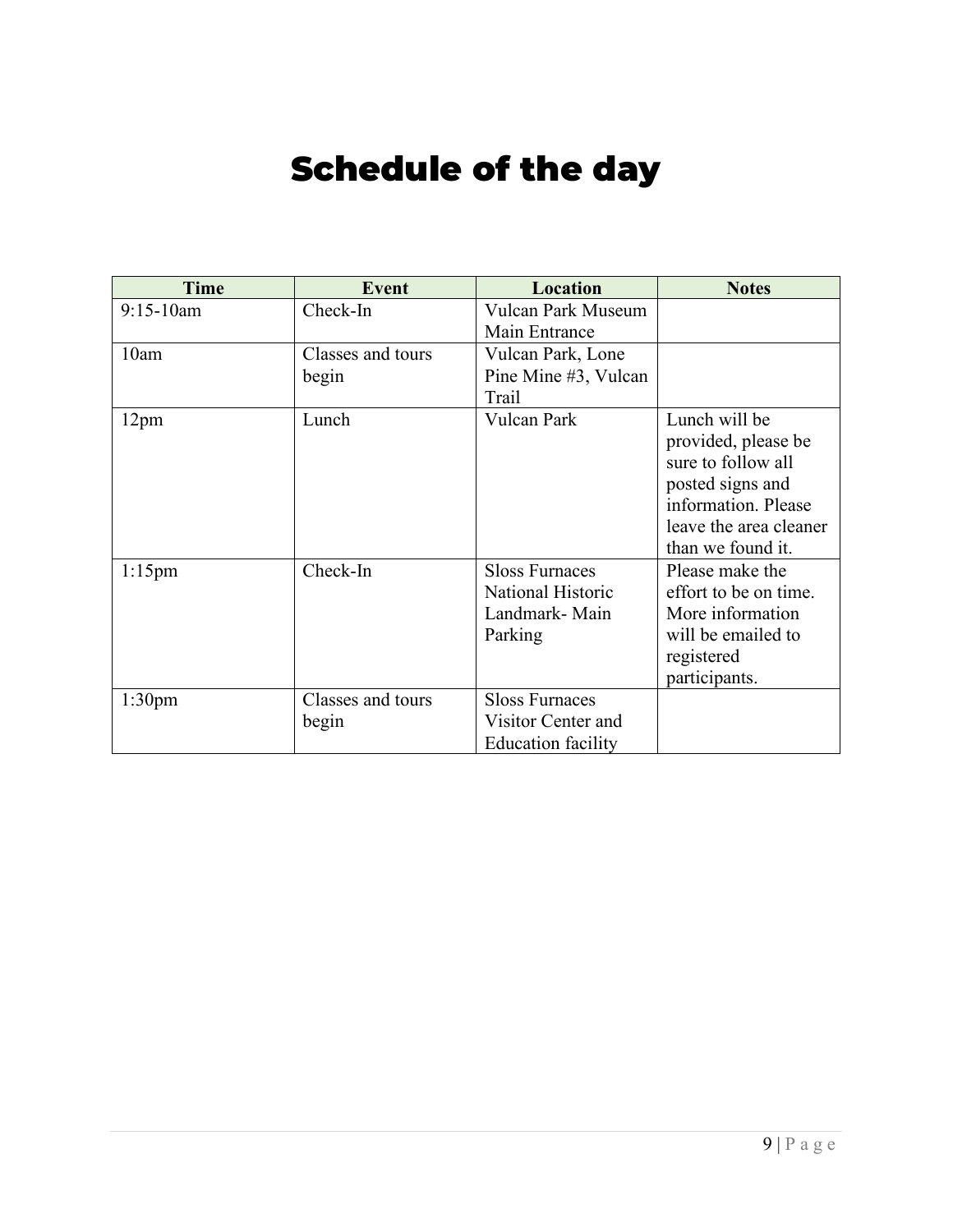# Schedule of the day

| Time | Event | Location | Notes |
|---|---|---|---|
| 9:15-10am | Check-In | Vulcan Park Museum Main Entrance | |
| 10am | Classes and tours begin | Vulcan Park, Lone Pine Mine #3, Vulcan Trail | |
| 12pm | Lunch | Vulcan Park | Lunch will be provided, please be sure to follow all posted signs and information. Please leave the area cleaner than we found it. |
| 1:15pm | Check-In | Sloss Furnaces National Historic Landmark- Main Parking | Please make the effort to be on time. More information will be emailed to registered participants. |
| 1:30pm | Classes and tours begin | Sloss Furnaces Visitor Center and Education facility | |